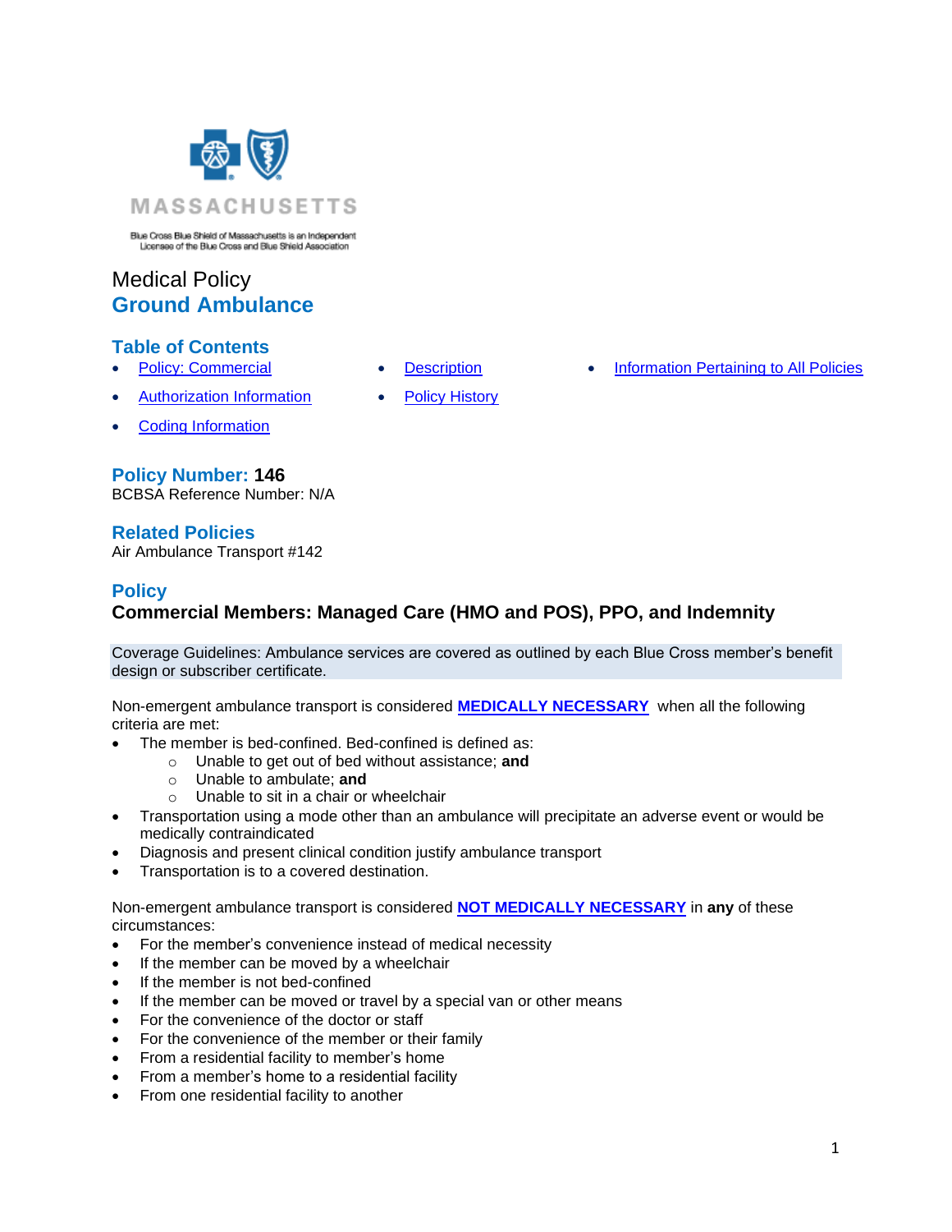Blue Cross Blue Shield of Massachusetts is an Independent Licensee of the Blue Cross and Blue Shield Association

# Medical Policy
# Ground Ambulance

## Table of Contents

- Policy: Commercial
- Authorization Information
- Coding Information
- Description
- Policy History
- Information Pertaining to All Policies

## Policy Number: 146

BCBSA Reference Number: N/A

## Related Policies

Air Ambulance Transport #142

## Policy

### Commercial Members: Managed Care (HMO and POS), PPO, and Indemnity

Coverage Guidelines: Ambulance services are covered as outlined by each Blue Cross member's benefit design or subscriber certificate.

Non-emergent ambulance transport is considered **MEDICALLY NECESSARY** when all the following criteria are met:

- The member is bed-confined. Bed-confined is defined as:
  - Unable to get out of bed without assistance; **and**
  - Unable to ambulate; **and**
  - Unable to sit in a chair or wheelchair
- Transportation using a mode other than an ambulance will precipitate an adverse event or would be medically contraindicated
- Diagnosis and present clinical condition justify ambulance transport
- Transportation is to a covered destination.

Non-emergent ambulance transport is considered **NOT MEDICALLY NECESSARY** in **any** of these circumstances:

- For the member's convenience instead of medical necessity
- If the member can be moved by a wheelchair
- If the member is not bed-confined
- If the member can be moved or travel by a special van or other means
- For the convenience of the doctor or staff
- For the convenience of the member or their family
- From a residential facility to member's home
- From a member's home to a residential facility
- From one residential facility to another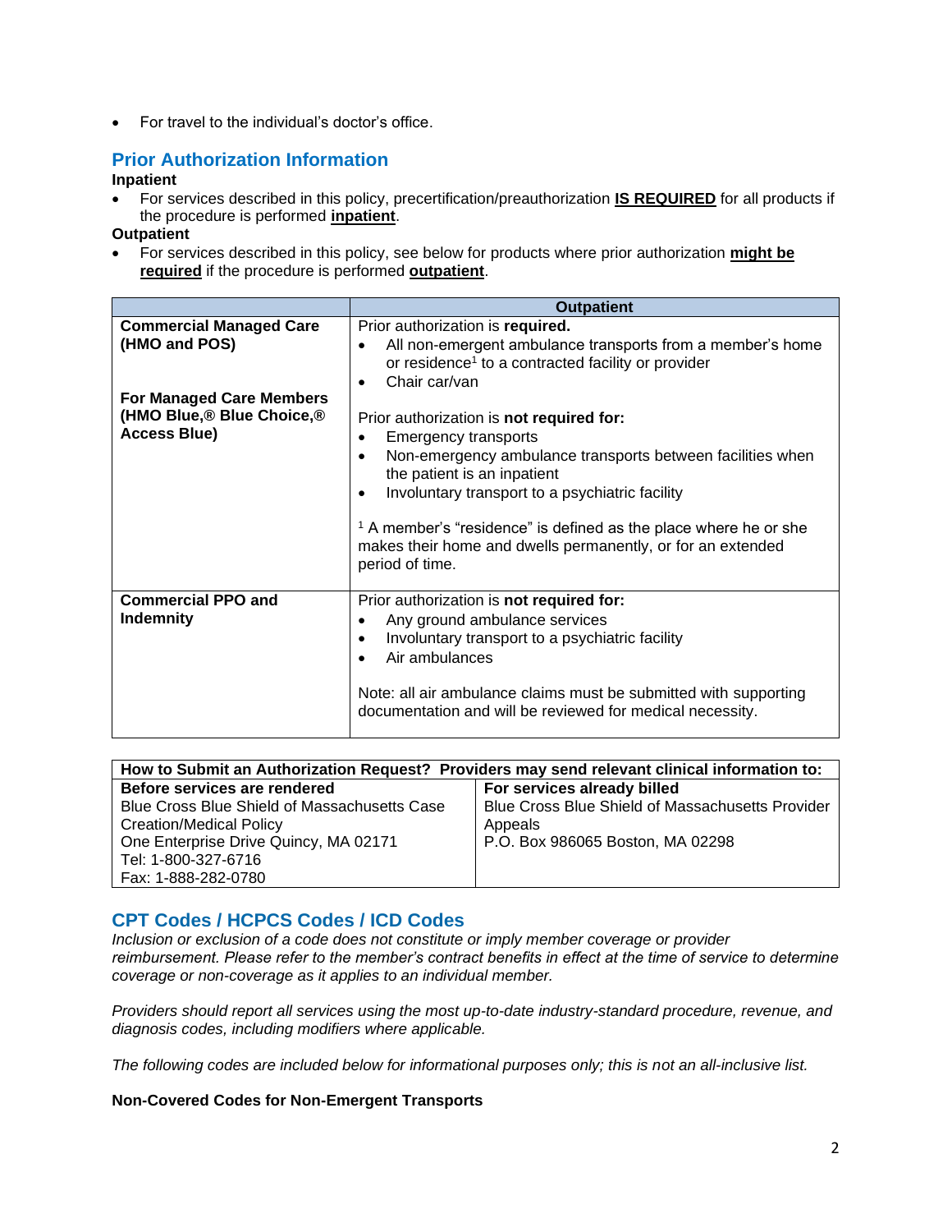- For travel to the individual's doctor's office.

## Prior Authorization Information

**Inpatient**

- For services described in this policy, precertification/preauthorization **IS REQUIRED** for all products if the procedure is performed **inpatient**.

**Outpatient**

- For services described in this policy, see below for products where prior authorization **might be required** if the procedure is performed **outpatient**.

| | Outpatient |
|---|---|
| **Commercial Managed Care (HMO and POS)**<br><br>**For Managed Care Members (HMO Blue,® Blue Choice,® Access Blue)** | Prior authorization is **required.**<br>• All non-emergent ambulance transports from a member's home or residence[1] to a contracted facility or provider<br>• Chair car/van<br><br>Prior authorization is **not required for:**<br>• Emergency transports<br>• Non-emergency ambulance transports between facilities when the patient is an inpatient<br>• Involuntary transport to a psychiatric facility<br><br>[1] A member's "residence" is defined as the place where he or she makes their home and dwells permanently, or for an extended period of time. |
| **Commercial PPO and Indemnity** | Prior authorization is **not required for:**<br>• Any ground ambulance services<br>• Involuntary transport to a psychiatric facility<br>• Air ambulances<br><br>Note: all air ambulance claims must be submitted with supporting documentation and will be reviewed for medical necessity. |

| How to Submit an Authorization Request? Providers may send relevant clinical information to: | |
|---|---|
| **Before services are rendered**<br>Blue Cross Blue Shield of Massachusetts Case Creation/Medical Policy<br>One Enterprise Drive Quincy, MA 02171<br>Tel: 1-800-327-6716<br>Fax: 1-888-282-0780 | **For services already billed**<br>Blue Cross Blue Shield of Massachusetts Provider Appeals<br>P.O. Box 986065 Boston, MA 02298 |

## CPT Codes / HCPCS Codes / ICD Codes

*Inclusion or exclusion of a code does not constitute or imply member coverage or provider reimbursement. Please refer to the member's contract benefits in effect at the time of service to determine coverage or non-coverage as it applies to an individual member.*

*Providers should report all services using the most up-to-date industry-standard procedure, revenue, and diagnosis codes, including modifiers where applicable.*

*The following codes are included below for informational purposes only; this is not an all-inclusive list.*

**Non-Covered Codes for Non-Emergent Transports**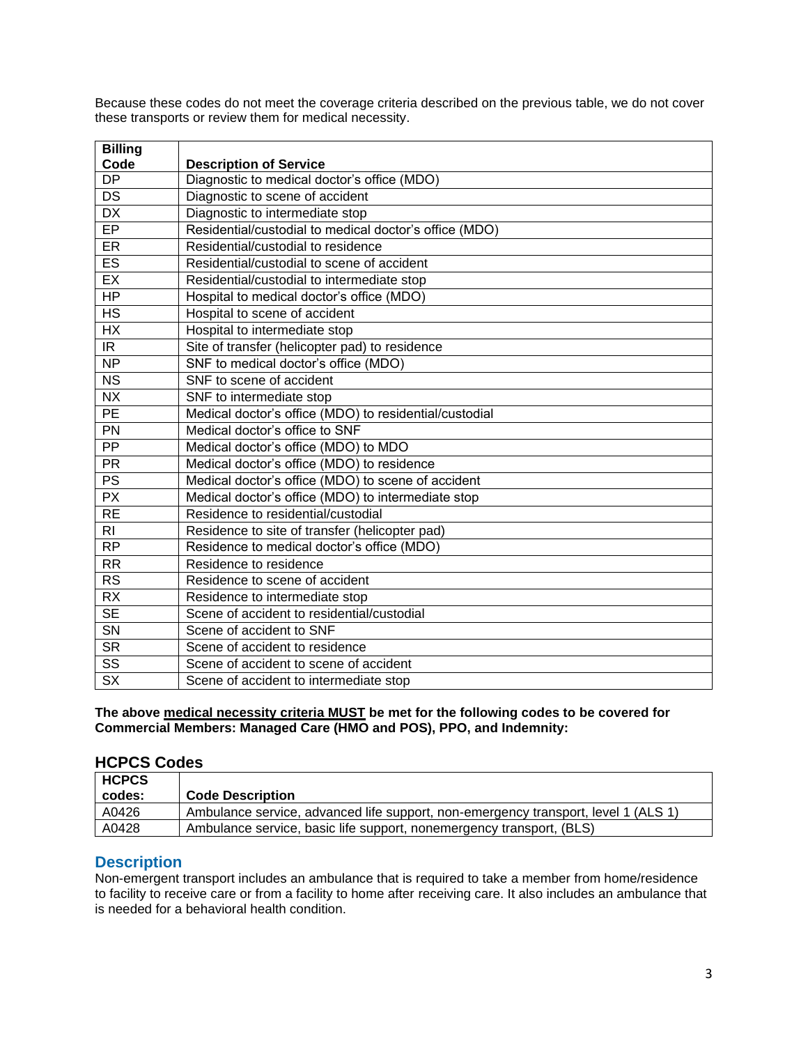Because these codes do not meet the coverage criteria described on the previous table, we do not cover these transports or review them for medical necessity.

| Billing Code | Description of Service |
|---|---|
| DP | Diagnostic to medical doctor's office (MDO) |
| DS | Diagnostic to scene of accident |
| DX | Diagnostic to intermediate stop |
| EP | Residential/custodial to medical doctor's office (MDO) |
| ER | Residential/custodial to residence |
| ES | Residential/custodial to scene of accident |
| EX | Residential/custodial to intermediate stop |
| HP | Hospital to medical doctor's office (MDO) |
| HS | Hospital to scene of accident |
| HX | Hospital to intermediate stop |
| IR | Site of transfer (helicopter pad) to residence |
| NP | SNF to medical doctor's office (MDO) |
| NS | SNF to scene of accident |
| NX | SNF to intermediate stop |
| PE | Medical doctor's office (MDO) to residential/custodial |
| PN | Medical doctor's office to SNF |
| PP | Medical doctor's office (MDO) to MDO |
| PR | Medical doctor's office (MDO) to residence |
| PS | Medical doctor's office (MDO) to scene of accident |
| PX | Medical doctor's office (MDO) to intermediate stop |
| RE | Residence to residential/custodial |
| RI | Residence to site of transfer (helicopter pad) |
| RP | Residence to medical doctor's office (MDO) |
| RR | Residence to residence |
| RS | Residence to scene of accident |
| RX | Residence to intermediate stop |
| SE | Scene of accident to residential/custodial |
| SN | Scene of accident to SNF |
| SR | Scene of accident to residence |
| SS | Scene of accident to scene of accident |
| SX | Scene of accident to intermediate stop |

**The above medical necessity criteria MUST be met for the following codes to be covered for Commercial Members: Managed Care (HMO and POS), PPO, and Indemnity:**

## HCPCS Codes

| HCPCS codes: | Code Description |
|---|---|
| A0426 | Ambulance service, advanced life support, non-emergency transport, level 1 (ALS 1) |
| A0428 | Ambulance service, basic life support, nonemergency transport, (BLS) |

## Description

Non-emergent transport includes an ambulance that is required to take a member from home/residence to facility to receive care or from a facility to home after receiving care. It also includes an ambulance that is needed for a behavioral health condition.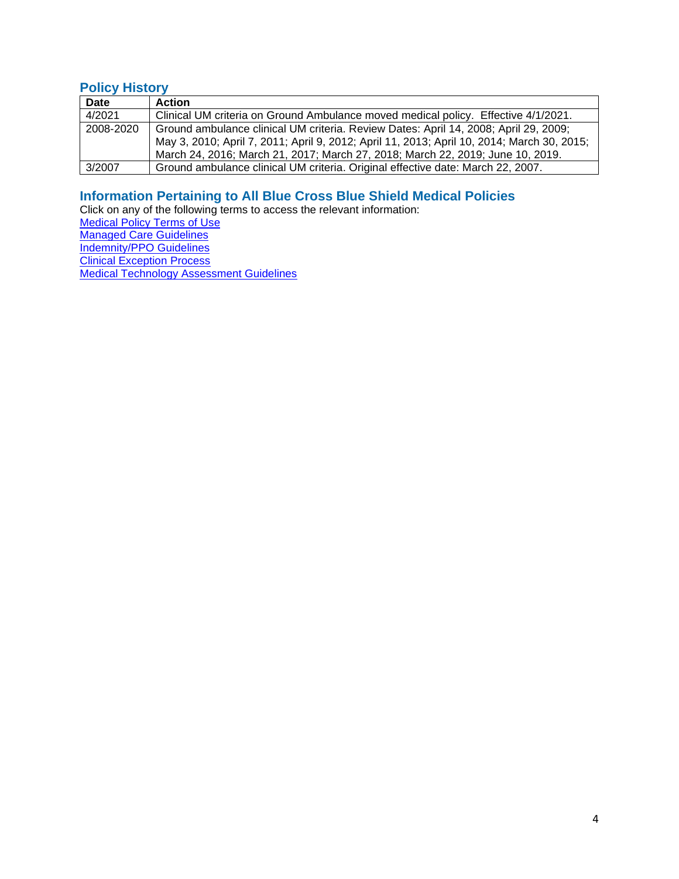## Policy History

| Date | Action |
|---|---|
| 4/2021 | Clinical UM criteria on Ground Ambulance moved medical policy. Effective 4/1/2021. |
| 2008-2020 | Ground ambulance clinical UM criteria. Review Dates: April 14, 2008; April 29, 2009; May 3, 2010; April 7, 2011; April 9, 2012; April 11, 2013; April 10, 2014; March 30, 2015; March 24, 2016; March 21, 2017; March 27, 2018; March 22, 2019; June 10, 2019. |
| 3/2007 | Ground ambulance clinical UM criteria. Original effective date: March 22, 2007. |

## Information Pertaining to All Blue Cross Blue Shield Medical Policies

Click on any of the following terms to access the relevant information:

Medical Policy Terms of Use
Managed Care Guidelines
Indemnity/PPO Guidelines
Clinical Exception Process
Medical Technology Assessment Guidelines